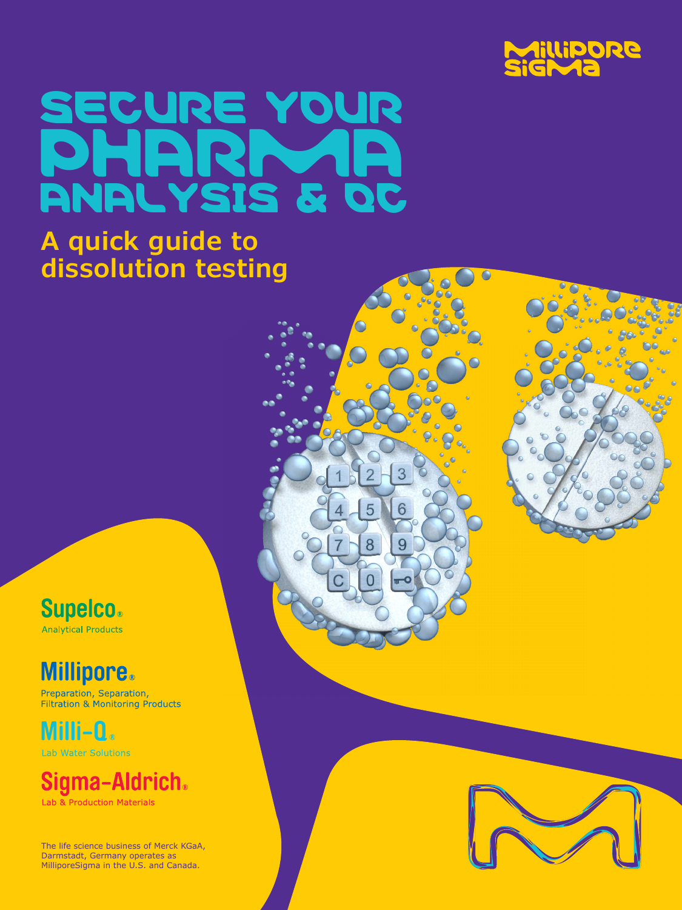MilliporeSigma

# SECURE YOUR PHARMA ANALYSIS & QC

## A quick guide to dissolution testing

**Supelco®**
Analytical Products

**Millipore®**
Preparation, Separation, Filtration & Monitoring Products

**Milli-Q®**
Lab Water Solutions

**Sigma-Aldrich®**
Lab & Production Materials

The life science business of Merck KGaA, Darmstadt, Germany operates as MilliporeSigma in the U.S. and Canada.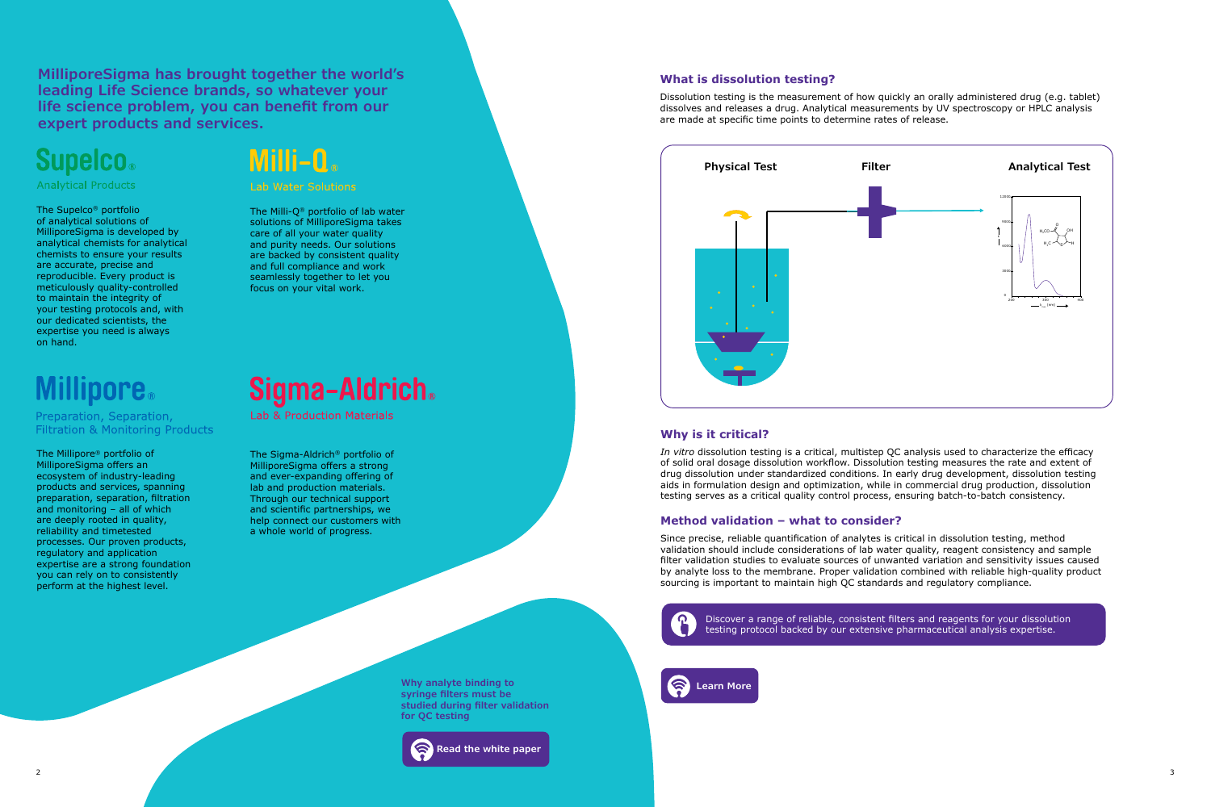**MilliporeSigma has brought together the world's leading Life Science brands, so whatever your life science problem, you can benefit from our expert products and services.**

## Supelco®

Analytical Products

The Supelco® portfolio of analytical solutions of MilliporeSigma is developed by analytical chemists for analytical chemists to ensure your results are accurate, precise and reproducible. Every product is meticulously quality-controlled to maintain the integrity of your testing protocols and, with our dedicated scientists, the expertise you need is always on hand.

## Milli-Q®

Lab Water Solutions

The Milli-Q® portfolio of lab water solutions of MilliporeSigma takes care of all your water quality and purity needs. Our solutions are backed by consistent quality and full compliance and work seamlessly together to let you focus on your vital work.

## Millipore®

Preparation, Separation, Filtration & Monitoring Products

The Millipore® portfolio of MilliporeSigma offers an ecosystem of industry-leading products and services, spanning preparation, separation, filtration and monitoring – all of which are deeply rooted in quality, reliability and timetested processes. Our proven products, regulatory and application expertise are a strong foundation you can rely on to consistently perform at the highest level.

## Sigma-Aldrich®

Lab & Production Materials

The Sigma-Aldrich® portfolio of MilliporeSigma offers a strong and ever-expanding offering of lab and production materials. Through our technical support and scientific partnerships, we help connect our customers with a whole world of progress.

**Why analyte binding to syringe filters must be studied during filter validation for QC testing**

Read the white paper

### What is dissolution testing?

Dissolution testing is the measurement of how quickly an orally administered drug (e.g. tablet) dissolves and releases a drug. Analytical measurements by UV spectroscopy or HPLC analysis are made at specific time points to determine rates of release.

Physical Test | Filter | Analytical Test

### Why is it critical?

*In vitro* dissolution testing is a critical, multistep QC analysis used to characterize the efficacy of solid oral dosage dissolution workflow. Dissolution testing measures the rate and extent of drug dissolution under standardized conditions. In early drug development, dissolution testing aids in formulation design and optimization, while in commercial drug production, dissolution testing serves as a critical quality control process, ensuring batch-to-batch consistency.

### Method validation – what to consider?

Since precise, reliable quantification of analytes is critical in dissolution testing, method validation should include considerations of lab water quality, reagent consistency and sample filter validation studies to evaluate sources of unwanted variation and sensitivity issues caused by analyte loss to the membrane. Proper validation combined with reliable high-quality product sourcing is important to maintain high QC standards and regulatory compliance.

Discover a range of reliable, consistent filters and reagents for your dissolution testing protocol backed by our extensive pharmaceutical analysis expertise.

Learn More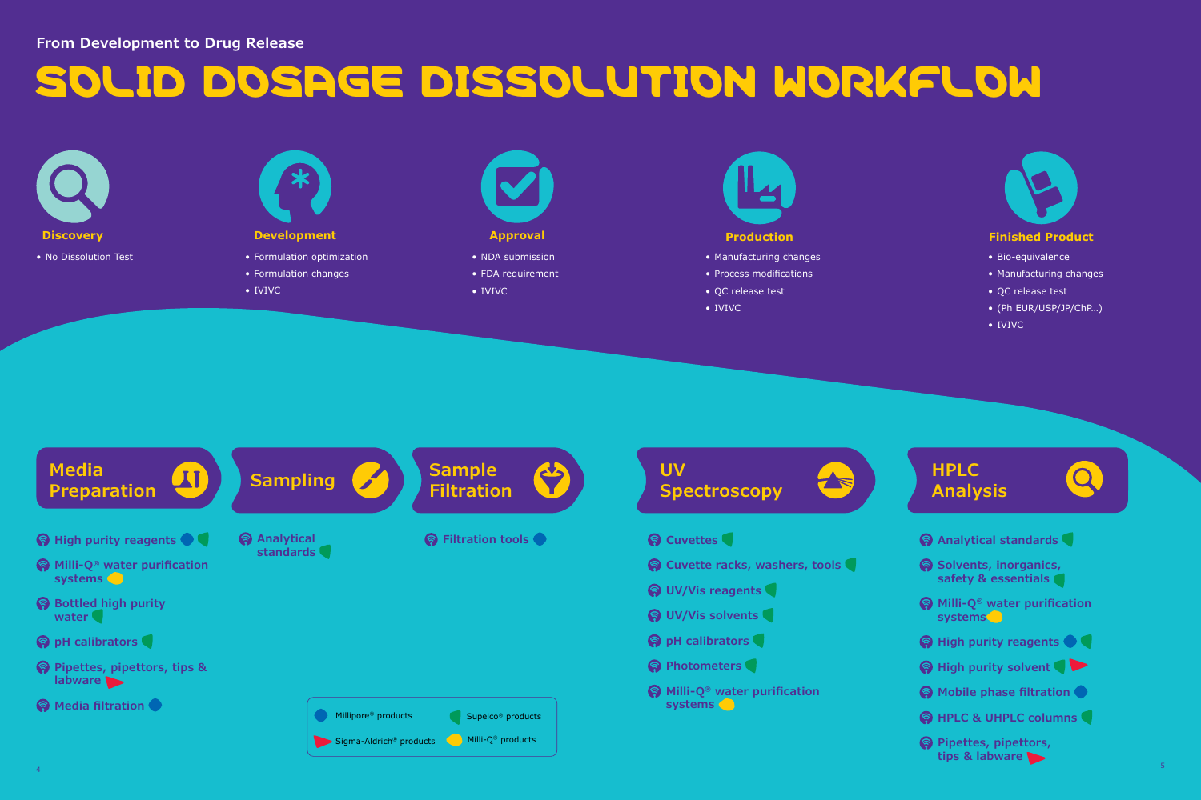From Development to Drug Release

# SOLID DOSAGE DISSOLUTION WORKFLOW

### Discovery
- No Dissolution Test

### Development
- Formulation optimization
- Formulation changes
- IVIVC

### Approval
- NDA submission
- FDA requirement
- IVIVC

### Production
- Manufacturing changes
- Process modifications
- QC release test
- IVIVC

### Finished Product
- Bio-equivalence
- Manufacturing changes
- QC release test
- (Ph EUR/USP/JP/ChP...)
- IVIVC

## Media Preparation
- High purity reagents (Millipore®, Supelco®)
- Milli-Q® water purification systems (Milli-Q®)
- Bottled high purity water (Supelco®)
- pH calibrators (Supelco®)
- Pipettes, pipettors, tips & labware (Sigma-Aldrich®)
- Media filtration (Millipore®)

## Sampling
- Analytical standards (Supelco®)

## Sample Filtration
- Filtration tools (Millipore®)

## UV Spectroscopy
- Cuvettes (Supelco®)
- Cuvette racks, washers, tools (Supelco®)
- UV/Vis reagents (Supelco®)
- UV/Vis solvents (Supelco®)
- pH calibrators (Supelco®)
- Photometers (Supelco®)
- Milli-Q® water purification systems (Milli-Q®)

## HPLC Analysis
- Analytical standards (Supelco®)
- Solvents, inorganics, safety & essentials (Supelco®)
- Milli-Q® water purification systems (Milli-Q®)
- High purity reagents (Millipore®, Supelco®)
- High purity solvent (Supelco®, Sigma-Aldrich®)
- Mobile phase filtration (Millipore®)
- HPLC & UHPLC columns (Supelco®)
- Pipettes, pipettors, tips & labware (Sigma-Aldrich®)

Legend: Millipore® products; Supelco® products; Sigma-Aldrich® products; Milli-Q® products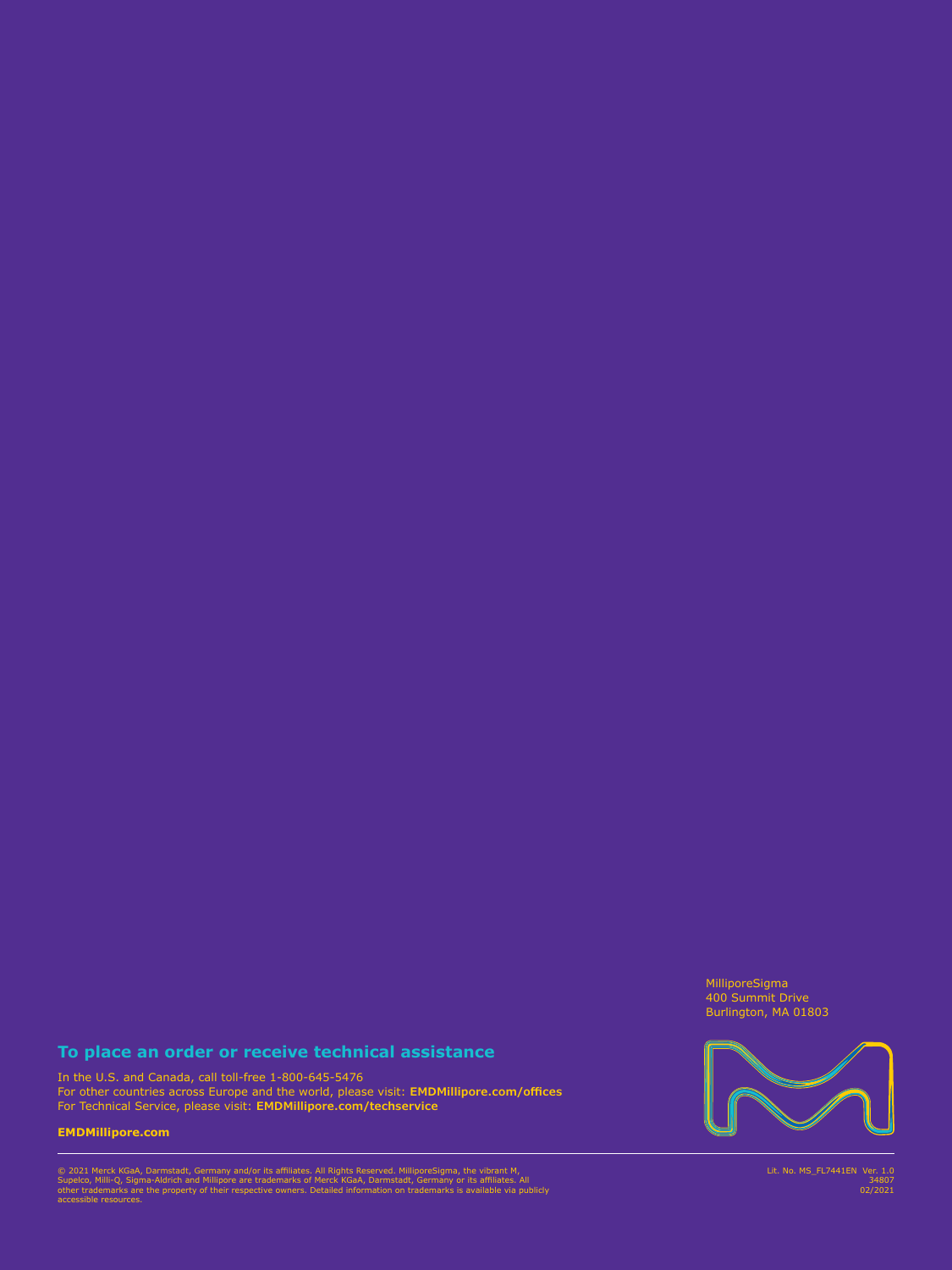MilliporeSigma
400 Summit Drive
Burlington, MA 01803

## To place an order or receive technical assistance

In the U.S. and Canada, call toll-free 1-800-645-5476
For other countries across Europe and the world, please visit: **EMDMillipore.com/offices**
For Technical Service, please visit: **EMDMillipore.com/techservice**

**EMDMillipore.com**

© 2021 Merck KGaA, Darmstadt, Germany and/or its affiliates. All Rights Reserved. MilliporeSigma, the vibrant M, Supelco, Milli-Q, Sigma-Aldrich and Millipore are trademarks of Merck KGaA, Darmstadt, Germany or its affiliates. All other trademarks are the property of their respective owners. Detailed information on trademarks is available via publicly accessible resources.

Lit. No. MS_FL7441EN Ver. 1.0
34807
02/2021